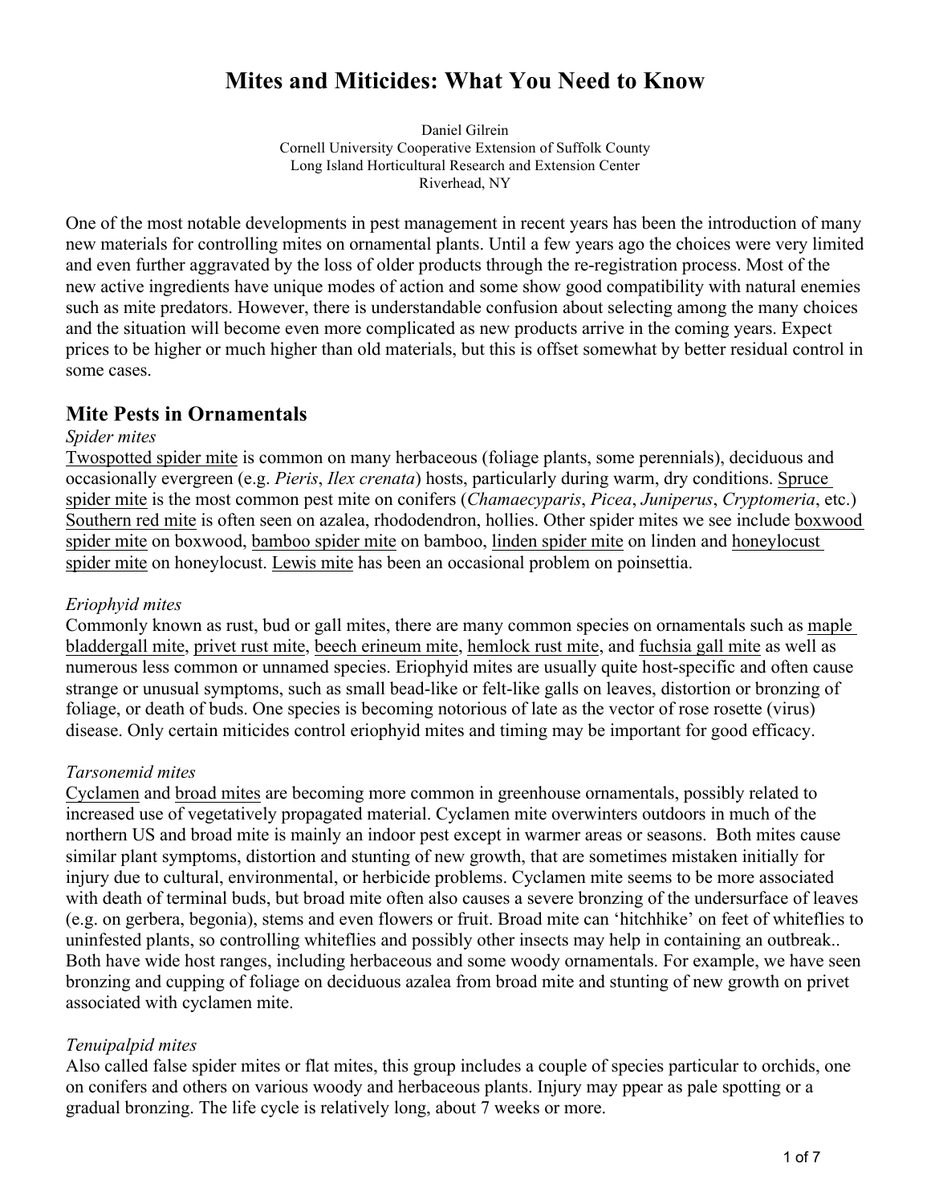# Mites and Miticides: What You Need to Know

Daniel Gilrein
Cornell University Cooperative Extension of Suffolk County
Long Island Horticultural Research and Extension Center
Riverhead, NY

One of the most notable developments in pest management in recent years has been the introduction of many new materials for controlling mites on ornamental plants. Until a few years ago the choices were very limited and even further aggravated by the loss of older products through the re-registration process. Most of the new active ingredients have unique modes of action and some show good compatibility with natural enemies such as mite predators. However, there is understandable confusion about selecting among the many choices and the situation will become even more complicated as new products arrive in the coming years. Expect prices to be higher or much higher than old materials, but this is offset somewhat by better residual control in some cases.

## Mite Pests in Ornamentals

*Spider mites*

Twospotted spider mite is common on many herbaceous (foliage plants, some perennials), deciduous and occasionally evergreen (e.g. *Pieris*, *Ilex crenata*) hosts, particularly during warm, dry conditions. Spruce spider mite is the most common pest mite on conifers (*Chamaecyparis*, *Picea*, *Juniperus*, *Cryptomeria*, etc.) Southern red mite is often seen on azalea, rhododendron, hollies. Other spider mites we see include boxwood spider mite on boxwood, bamboo spider mite on bamboo, linden spider mite on linden and honeylocust spider mite on honeylocust. Lewis mite has been an occasional problem on poinsettia.

*Eriophyid mites*

Commonly known as rust, bud or gall mites, there are many common species on ornamentals such as maple bladdergall mite, privet rust mite, beech erineum mite, hemlock rust mite, and fuchsia gall mite as well as numerous less common or unnamed species. Eriophyid mites are usually quite host-specific and often cause strange or unusual symptoms, such as small bead-like or felt-like galls on leaves, distortion or bronzing of foliage, or death of buds. One species is becoming notorious of late as the vector of rose rosette (virus) disease. Only certain miticides control eriophyid mites and timing may be important for good efficacy.

*Tarsonemid mites*

Cyclamen and broad mites are becoming more common in greenhouse ornamentals, possibly related to increased use of vegetatively propagated material. Cyclamen mite overwinters outdoors in much of the northern US and broad mite is mainly an indoor pest except in warmer areas or seasons. Both mites cause similar plant symptoms, distortion and stunting of new growth, that are sometimes mistaken initially for injury due to cultural, environmental, or herbicide problems. Cyclamen mite seems to be more associated with death of terminal buds, but broad mite often also causes a severe bronzing of the undersurface of leaves (e.g. on gerbera, begonia), stems and even flowers or fruit. Broad mite can 'hitchhike' on feet of whiteflies to uninfested plants, so controlling whiteflies and possibly other insects may help in containing an outbreak.. Both have wide host ranges, including herbaceous and some woody ornamentals. For example, we have seen bronzing and cupping of foliage on deciduous azalea from broad mite and stunting of new growth on privet associated with cyclamen mite.

*Tenuipalpid mites*

Also called false spider mites or flat mites, this group includes a couple of species particular to orchids, one on conifers and others on various woody and herbaceous plants. Injury may ppear as pale spotting or a gradual bronzing. The life cycle is relatively long, about 7 weeks or more.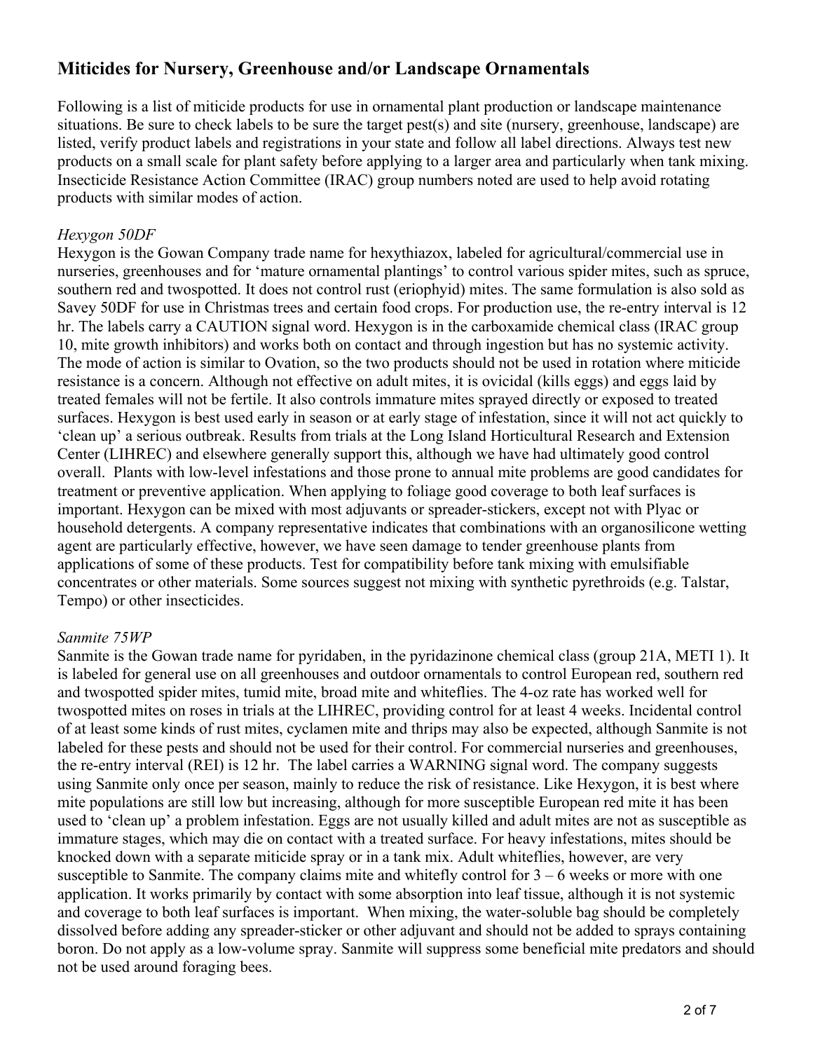## Miticides for Nursery, Greenhouse and/or Landscape Ornamentals

Following is a list of miticide products for use in ornamental plant production or landscape maintenance situations. Be sure to check labels to be sure the target pest(s) and site (nursery, greenhouse, landscape) are listed, verify product labels and registrations in your state and follow all label directions. Always test new products on a small scale for plant safety before applying to a larger area and particularly when tank mixing. Insecticide Resistance Action Committee (IRAC) group numbers noted are used to help avoid rotating products with similar modes of action.

*Hexygon 50DF*

Hexygon is the Gowan Company trade name for hexythiazox, labeled for agricultural/commercial use in nurseries, greenhouses and for 'mature ornamental plantings' to control various spider mites, such as spruce, southern red and twospotted. It does not control rust (eriophyid) mites. The same formulation is also sold as Savey 50DF for use in Christmas trees and certain food crops. For production use, the re-entry interval is 12 hr. The labels carry a CAUTION signal word. Hexygon is in the carboxamide chemical class (IRAC group 10, mite growth inhibitors) and works both on contact and through ingestion but has no systemic activity. The mode of action is similar to Ovation, so the two products should not be used in rotation where miticide resistance is a concern. Although not effective on adult mites, it is ovicidal (kills eggs) and eggs laid by treated females will not be fertile. It also controls immature mites sprayed directly or exposed to treated surfaces. Hexygon is best used early in season or at early stage of infestation, since it will not act quickly to 'clean up' a serious outbreak. Results from trials at the Long Island Horticultural Research and Extension Center (LIHREC) and elsewhere generally support this, although we have had ultimately good control overall. Plants with low-level infestations and those prone to annual mite problems are good candidates for treatment or preventive application. When applying to foliage good coverage to both leaf surfaces is important. Hexygon can be mixed with most adjuvants or spreader-stickers, except not with Plyac or household detergents. A company representative indicates that combinations with an organosilicone wetting agent are particularly effective, however, we have seen damage to tender greenhouse plants from applications of some of these products. Test for compatibility before tank mixing with emulsifiable concentrates or other materials. Some sources suggest not mixing with synthetic pyrethroids (e.g. Talstar, Tempo) or other insecticides.

*Sanmite 75WP*

Sanmite is the Gowan trade name for pyridaben, in the pyridazinone chemical class (group 21A, METI 1). It is labeled for general use on all greenhouses and outdoor ornamentals to control European red, southern red and twospotted spider mites, tumid mite, broad mite and whiteflies. The 4-oz rate has worked well for twospotted mites on roses in trials at the LIHREC, providing control for at least 4 weeks. Incidental control of at least some kinds of rust mites, cyclamen mite and thrips may also be expected, although Sanmite is not labeled for these pests and should not be used for their control. For commercial nurseries and greenhouses, the re-entry interval (REI) is 12 hr. The label carries a WARNING signal word. The company suggests using Sanmite only once per season, mainly to reduce the risk of resistance. Like Hexygon, it is best where mite populations are still low but increasing, although for more susceptible European red mite it has been used to 'clean up' a problem infestation. Eggs are not usually killed and adult mites are not as susceptible as immature stages, which may die on contact with a treated surface. For heavy infestations, mites should be knocked down with a separate miticide spray or in a tank mix. Adult whiteflies, however, are very susceptible to Sanmite. The company claims mite and whitefly control for 3 – 6 weeks or more with one application. It works primarily by contact with some absorption into leaf tissue, although it is not systemic and coverage to both leaf surfaces is important. When mixing, the water-soluble bag should be completely dissolved before adding any spreader-sticker or other adjuvant and should not be added to sprays containing boron. Do not apply as a low-volume spray. Sanmite will suppress some beneficial mite predators and should not be used around foraging bees.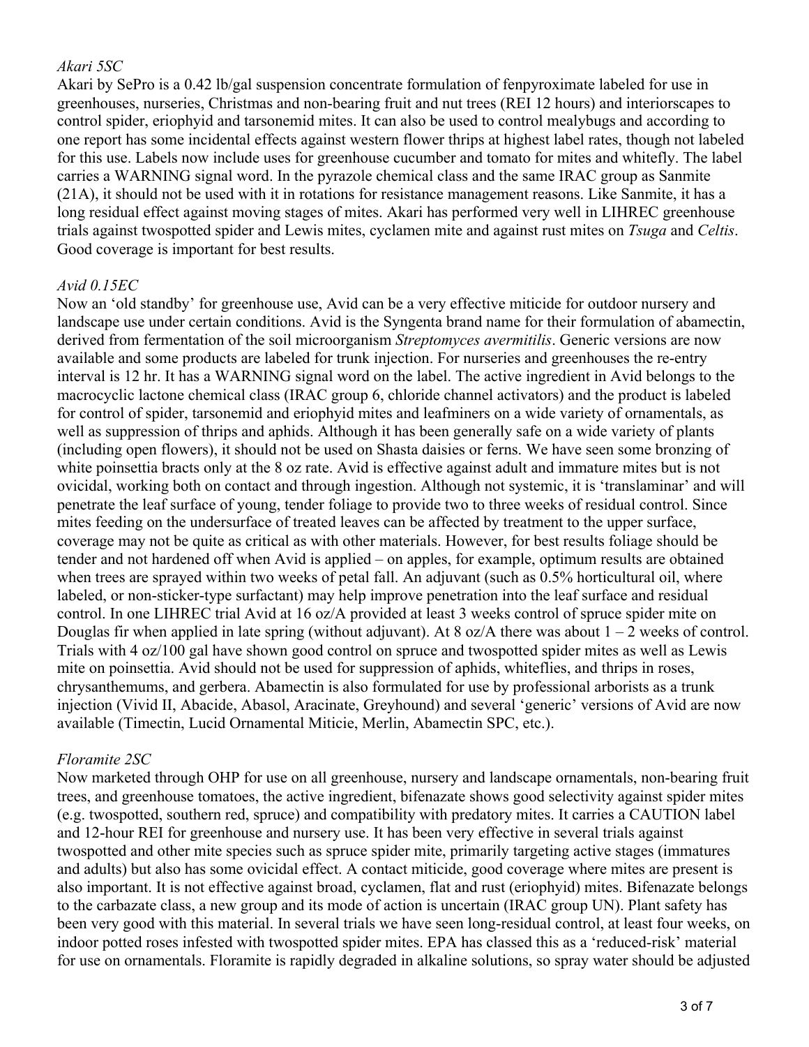*Akari 5SC*

Akari by SePro is a 0.42 lb/gal suspension concentrate formulation of fenpyroximate labeled for use in greenhouses, nurseries, Christmas and non-bearing fruit and nut trees (REI 12 hours) and interiorscapes to control spider, eriophyid and tarsonemid mites. It can also be used to control mealybugs and according to one report has some incidental effects against western flower thrips at highest label rates, though not labeled for this use. Labels now include uses for greenhouse cucumber and tomato for mites and whitefly. The label carries a WARNING signal word. In the pyrazole chemical class and the same IRAC group as Sanmite (21A), it should not be used with it in rotations for resistance management reasons. Like Sanmite, it has a long residual effect against moving stages of mites. Akari has performed very well in LIHREC greenhouse trials against twospotted spider and Lewis mites, cyclamen mite and against rust mites on *Tsuga* and *Celtis*. Good coverage is important for best results.

*Avid 0.15EC*

Now an 'old standby' for greenhouse use, Avid can be a very effective miticide for outdoor nursery and landscape use under certain conditions. Avid is the Syngenta brand name for their formulation of abamectin, derived from fermentation of the soil microorganism *Streptomyces avermitilis*. Generic versions are now available and some products are labeled for trunk injection. For nurseries and greenhouses the re-entry interval is 12 hr. It has a WARNING signal word on the label. The active ingredient in Avid belongs to the macrocyclic lactone chemical class (IRAC group 6, chloride channel activators) and the product is labeled for control of spider, tarsonemid and eriophyid mites and leafminers on a wide variety of ornamentals, as well as suppression of thrips and aphids. Although it has been generally safe on a wide variety of plants (including open flowers), it should not be used on Shasta daisies or ferns. We have seen some bronzing of white poinsettia bracts only at the 8 oz rate. Avid is effective against adult and immature mites but is not ovicidal, working both on contact and through ingestion. Although not systemic, it is 'translaminar' and will penetrate the leaf surface of young, tender foliage to provide two to three weeks of residual control. Since mites feeding on the undersurface of treated leaves can be affected by treatment to the upper surface, coverage may not be quite as critical as with other materials. However, for best results foliage should be tender and not hardened off when Avid is applied – on apples, for example, optimum results are obtained when trees are sprayed within two weeks of petal fall. An adjuvant (such as 0.5% horticultural oil, where labeled, or non-sticker-type surfactant) may help improve penetration into the leaf surface and residual control. In one LIHREC trial Avid at 16 oz/A provided at least 3 weeks control of spruce spider mite on Douglas fir when applied in late spring (without adjuvant). At 8 oz/A there was about 1 – 2 weeks of control. Trials with 4 oz/100 gal have shown good control on spruce and twospotted spider mites as well as Lewis mite on poinsettia. Avid should not be used for suppression of aphids, whiteflies, and thrips in roses, chrysanthemums, and gerbera. Abamectin is also formulated for use by professional arborists as a trunk injection (Vivid II, Abacide, Abasol, Aracinate, Greyhound) and several 'generic' versions of Avid are now available (Timectin, Lucid Ornamental Miticie, Merlin, Abamectin SPC, etc.).

*Floramite 2SC*

Now marketed through OHP for use on all greenhouse, nursery and landscape ornamentals, non-bearing fruit trees, and greenhouse tomatoes, the active ingredient, bifenazate shows good selectivity against spider mites (e.g. twospotted, southern red, spruce) and compatibility with predatory mites. It carries a CAUTION label and 12-hour REI for greenhouse and nursery use. It has been very effective in several trials against twospotted and other mite species such as spruce spider mite, primarily targeting active stages (immatures and adults) but also has some ovicidal effect. A contact miticide, good coverage where mites are present is also important. It is not effective against broad, cyclamen, flat and rust (eriophyid) mites. Bifenazate belongs to the carbazate class, a new group and its mode of action is uncertain (IRAC group UN). Plant safety has been very good with this material. In several trials we have seen long-residual control, at least four weeks, on indoor potted roses infested with twospotted spider mites. EPA has classed this as a 'reduced-risk' material for use on ornamentals. Floramite is rapidly degraded in alkaline solutions, so spray water should be adjusted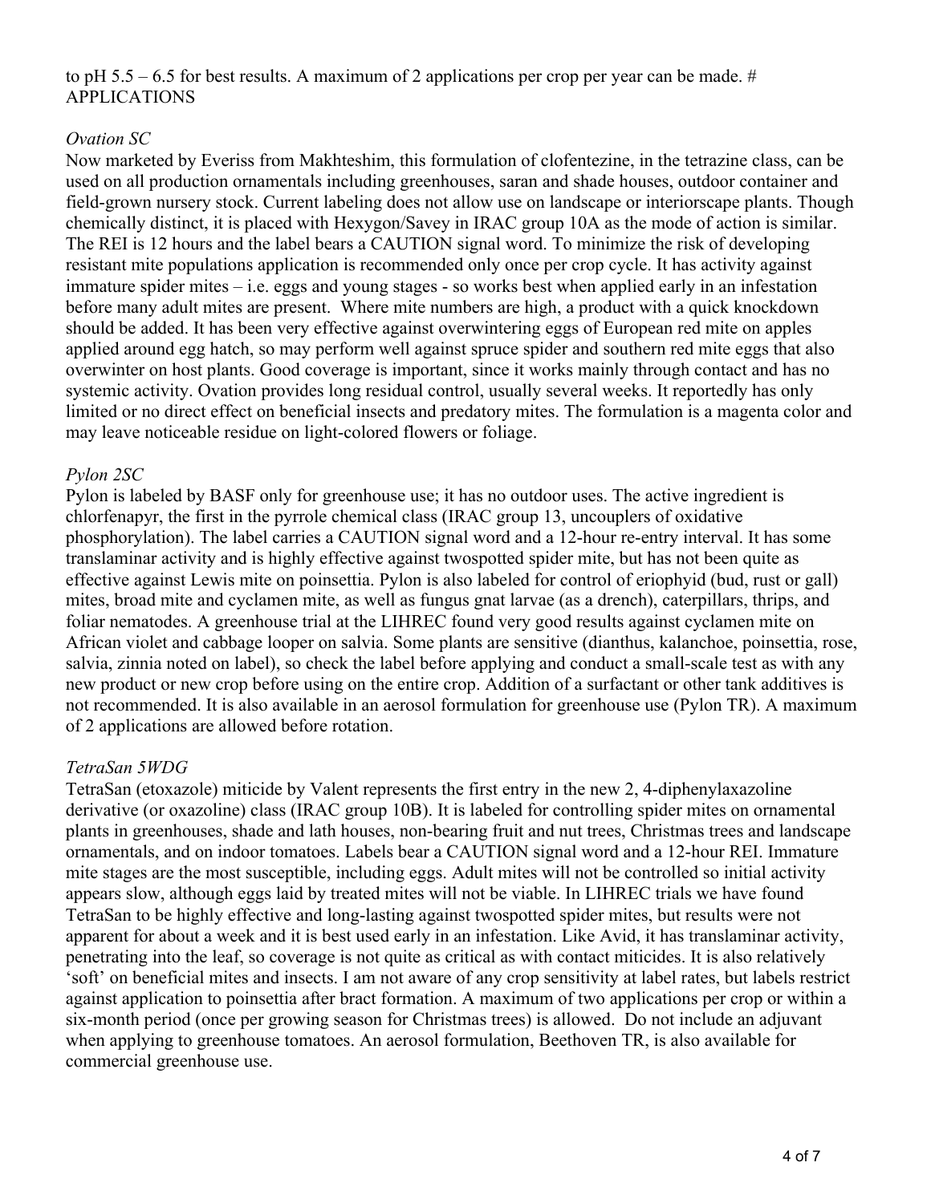to pH 5.5 – 6.5 for best results. A maximum of 2 applications per crop per year can be made. # APPLICATIONS

*Ovation SC*

Now marketed by Everiss from Makhteshim, this formulation of clofentezine, in the tetrazine class, can be used on all production ornamentals including greenhouses, saran and shade houses, outdoor container and field-grown nursery stock. Current labeling does not allow use on landscape or interiorscape plants. Though chemically distinct, it is placed with Hexygon/Savey in IRAC group 10A as the mode of action is similar. The REI is 12 hours and the label bears a CAUTION signal word. To minimize the risk of developing resistant mite populations application is recommended only once per crop cycle. It has activity against immature spider mites – i.e. eggs and young stages - so works best when applied early in an infestation before many adult mites are present. Where mite numbers are high, a product with a quick knockdown should be added. It has been very effective against overwintering eggs of European red mite on apples applied around egg hatch, so may perform well against spruce spider and southern red mite eggs that also overwinter on host plants. Good coverage is important, since it works mainly through contact and has no systemic activity. Ovation provides long residual control, usually several weeks. It reportedly has only limited or no direct effect on beneficial insects and predatory mites. The formulation is a magenta color and may leave noticeable residue on light-colored flowers or foliage.

*Pylon 2SC*

Pylon is labeled by BASF only for greenhouse use; it has no outdoor uses. The active ingredient is chlorfenapyr, the first in the pyrrole chemical class (IRAC group 13, uncouplers of oxidative phosphorylation). The label carries a CAUTION signal word and a 12-hour re-entry interval. It has some translaminar activity and is highly effective against twospotted spider mite, but has not been quite as effective against Lewis mite on poinsettia. Pylon is also labeled for control of eriophyid (bud, rust or gall) mites, broad mite and cyclamen mite, as well as fungus gnat larvae (as a drench), caterpillars, thrips, and foliar nematodes. A greenhouse trial at the LIHREC found very good results against cyclamen mite on African violet and cabbage looper on salvia. Some plants are sensitive (dianthus, kalanchoe, poinsettia, rose, salvia, zinnia noted on label), so check the label before applying and conduct a small-scale test as with any new product or new crop before using on the entire crop. Addition of a surfactant or other tank additives is not recommended. It is also available in an aerosol formulation for greenhouse use (Pylon TR). A maximum of 2 applications are allowed before rotation.

*TetraSan 5WDG*

TetraSan (etoxazole) miticide by Valent represents the first entry in the new 2, 4-diphenylaxazoline derivative (or oxazoline) class (IRAC group 10B). It is labeled for controlling spider mites on ornamental plants in greenhouses, shade and lath houses, non-bearing fruit and nut trees, Christmas trees and landscape ornamentals, and on indoor tomatoes. Labels bear a CAUTION signal word and a 12-hour REI. Immature mite stages are the most susceptible, including eggs. Adult mites will not be controlled so initial activity appears slow, although eggs laid by treated mites will not be viable. In LIHREC trials we have found TetraSan to be highly effective and long-lasting against twospotted spider mites, but results were not apparent for about a week and it is best used early in an infestation. Like Avid, it has translaminar activity, penetrating into the leaf, so coverage is not quite as critical as with contact miticides. It is also relatively 'soft' on beneficial mites and insects. I am not aware of any crop sensitivity at label rates, but labels restrict against application to poinsettia after bract formation. A maximum of two applications per crop or within a six-month period (once per growing season for Christmas trees) is allowed. Do not include an adjuvant when applying to greenhouse tomatoes. An aerosol formulation, Beethoven TR, is also available for commercial greenhouse use.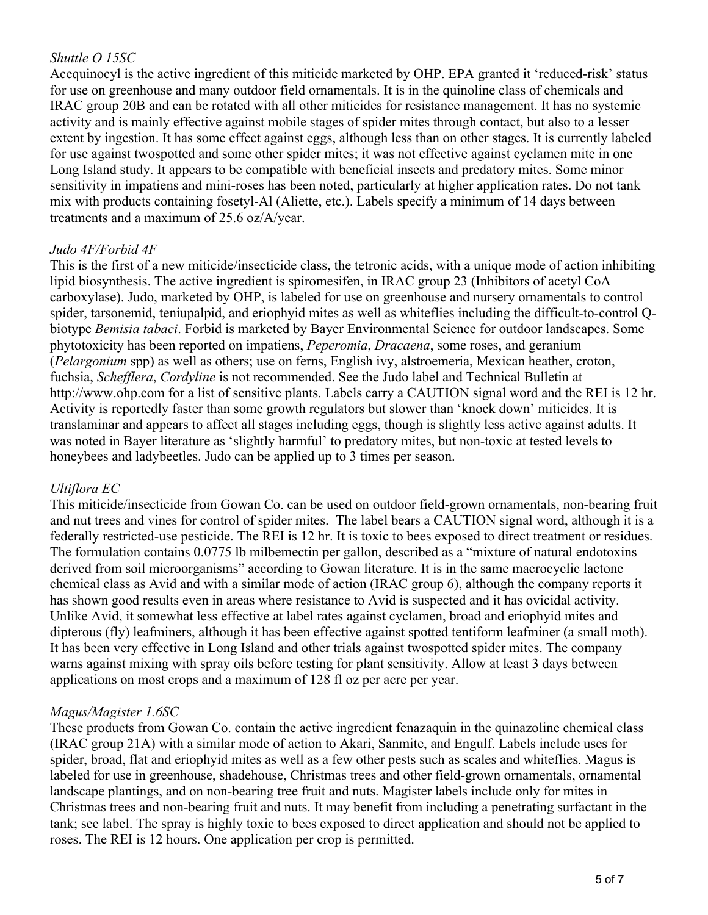*Shuttle O 15SC*

Acequinocyl is the active ingredient of this miticide marketed by OHP. EPA granted it 'reduced-risk' status for use on greenhouse and many outdoor field ornamentals. It is in the quinoline class of chemicals and IRAC group 20B and can be rotated with all other miticides for resistance management. It has no systemic activity and is mainly effective against mobile stages of spider mites through contact, but also to a lesser extent by ingestion. It has some effect against eggs, although less than on other stages. It is currently labeled for use against twospotted and some other spider mites; it was not effective against cyclamen mite in one Long Island study. It appears to be compatible with beneficial insects and predatory mites. Some minor sensitivity in impatiens and mini-roses has been noted, particularly at higher application rates. Do not tank mix with products containing fosetyl-Al (Aliette, etc.). Labels specify a minimum of 14 days between treatments and a maximum of 25.6 oz/A/year.

*Judo 4F/Forbid 4F*

This is the first of a new miticide/insecticide class, the tetronic acids, with a unique mode of action inhibiting lipid biosynthesis. The active ingredient is spiromesifen, in IRAC group 23 (Inhibitors of acetyl CoA carboxylase). Judo, marketed by OHP, is labeled for use on greenhouse and nursery ornamentals to control spider, tarsonemid, teniupalpid, and eriophyid mites as well as whiteflies including the difficult-to-control Q-biotype *Bemisia tabaci*. Forbid is marketed by Bayer Environmental Science for outdoor landscapes. Some phytotoxicity has been reported on impatiens, *Peperomia*, *Dracaena*, some roses, and geranium (*Pelargonium* spp) as well as others; use on ferns, English ivy, alstroemeria, Mexican heather, croton, fuchsia, *Schefflera*, *Cordyline* is not recommended. See the Judo label and Technical Bulletin at http://www.ohp.com for a list of sensitive plants. Labels carry a CAUTION signal word and the REI is 12 hr. Activity is reportedly faster than some growth regulators but slower than 'knock down' miticides. It is translaminar and appears to affect all stages including eggs, though is slightly less active against adults. It was noted in Bayer literature as 'slightly harmful' to predatory mites, but non-toxic at tested levels to honeybees and ladybeetles. Judo can be applied up to 3 times per season.

*Ultiflora EC*

This miticide/insecticide from Gowan Co. can be used on outdoor field-grown ornamentals, non-bearing fruit and nut trees and vines for control of spider mites. The label bears a CAUTION signal word, although it is a federally restricted-use pesticide. The REI is 12 hr. It is toxic to bees exposed to direct treatment or residues. The formulation contains 0.0775 lb milbemectin per gallon, described as a "mixture of natural endotoxins derived from soil microorganisms" according to Gowan literature. It is in the same macrocyclic lactone chemical class as Avid and with a similar mode of action (IRAC group 6), although the company reports it has shown good results even in areas where resistance to Avid is suspected and it has ovicidal activity. Unlike Avid, it somewhat less effective at label rates against cyclamen, broad and eriophyid mites and dipterous (fly) leafminers, although it has been effective against spotted tentiform leafminer (a small moth). It has been very effective in Long Island and other trials against twospotted spider mites. The company warns against mixing with spray oils before testing for plant sensitivity. Allow at least 3 days between applications on most crops and a maximum of 128 fl oz per acre per year.

*Magus/Magister 1.6SC*

These products from Gowan Co. contain the active ingredient fenazaquin in the quinazoline chemical class (IRAC group 21A) with a similar mode of action to Akari, Sanmite, and Engulf. Labels include uses for spider, broad, flat and eriophyid mites as well as a few other pests such as scales and whiteflies. Magus is labeled for use in greenhouse, shadehouse, Christmas trees and other field-grown ornamentals, ornamental landscape plantings, and on non-bearing tree fruit and nuts. Magister labels include only for mites in Christmas trees and non-bearing fruit and nuts. It may benefit from including a penetrating surfactant in the tank; see label. The spray is highly toxic to bees exposed to direct application and should not be applied to roses. The REI is 12 hours. One application per crop is permitted.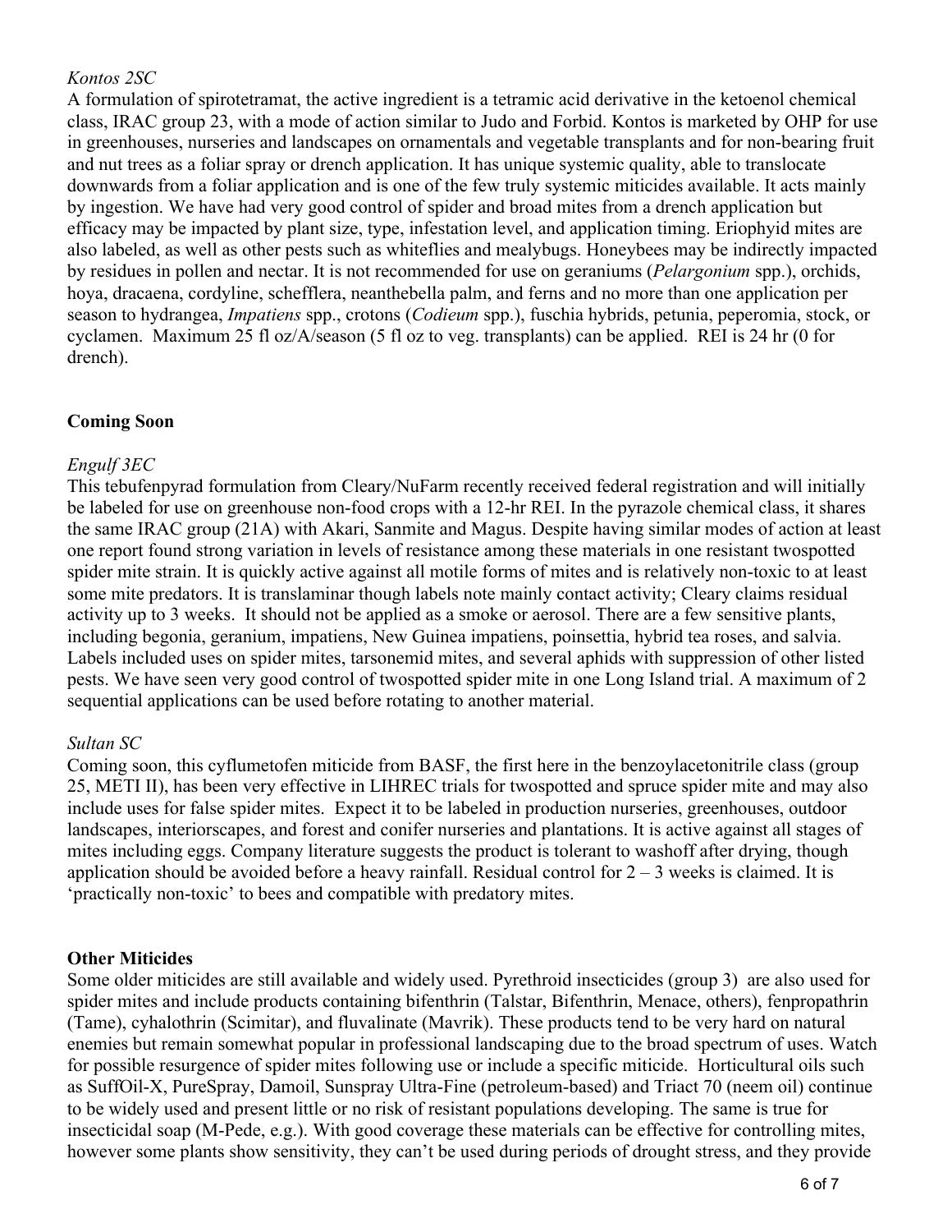*Kontos 2SC*

A formulation of spirotetramat, the active ingredient is a tetramic acid derivative in the ketoenol chemical class, IRAC group 23, with a mode of action similar to Judo and Forbid. Kontos is marketed by OHP for use in greenhouses, nurseries and landscapes on ornamentals and vegetable transplants and for non-bearing fruit and nut trees as a foliar spray or drench application. It has unique systemic quality, able to translocate downwards from a foliar application and is one of the few truly systemic miticides available. It acts mainly by ingestion. We have had very good control of spider and broad mites from a drench application but efficacy may be impacted by plant size, type, infestation level, and application timing. Eriophyid mites are also labeled, as well as other pests such as whiteflies and mealybugs. Honeybees may be indirectly impacted by residues in pollen and nectar. It is not recommended for use on geraniums (*Pelargonium* spp.), orchids, hoya, dracaena, cordyline, schefflera, neanthebella palm, and ferns and no more than one application per season to hydrangea, *Impatiens* spp., crotons (*Codieum* spp.), fuschia hybrids, petunia, peperomia, stock, or cyclamen. Maximum 25 fl oz/A/season (5 fl oz to veg. transplants) can be applied. REI is 24 hr (0 for drench).

**Coming Soon**

*Engulf 3EC*

This tebufenpyrad formulation from Cleary/NuFarm recently received federal registration and will initially be labeled for use on greenhouse non-food crops with a 12-hr REI. In the pyrazole chemical class, it shares the same IRAC group (21A) with Akari, Sanmite and Magus. Despite having similar modes of action at least one report found strong variation in levels of resistance among these materials in one resistant twospotted spider mite strain. It is quickly active against all motile forms of mites and is relatively non-toxic to at least some mite predators. It is translaminar though labels note mainly contact activity; Cleary claims residual activity up to 3 weeks. It should not be applied as a smoke or aerosol. There are a few sensitive plants, including begonia, geranium, impatiens, New Guinea impatiens, poinsettia, hybrid tea roses, and salvia. Labels included uses on spider mites, tarsonemid mites, and several aphids with suppression of other listed pests. We have seen very good control of twospotted spider mite in one Long Island trial. A maximum of 2 sequential applications can be used before rotating to another material.

*Sultan SC*

Coming soon, this cyflumetofen miticide from BASF, the first here in the benzoylacetonitrile class (group 25, METI II), has been very effective in LIHREC trials for twospotted and spruce spider mite and may also include uses for false spider mites. Expect it to be labeled in production nurseries, greenhouses, outdoor landscapes, interiorscapes, and forest and conifer nurseries and plantations. It is active against all stages of mites including eggs. Company literature suggests the product is tolerant to washoff after drying, though application should be avoided before a heavy rainfall. Residual control for 2 – 3 weeks is claimed. It is 'practically non-toxic' to bees and compatible with predatory mites.

**Other Miticides**

Some older miticides are still available and widely used. Pyrethroid insecticides (group 3) are also used for spider mites and include products containing bifenthrin (Talstar, Bifenthrin, Menace, others), fenpropathrin (Tame), cyhalothrin (Scimitar), and fluvalinate (Mavrik). These products tend to be very hard on natural enemies but remain somewhat popular in professional landscaping due to the broad spectrum of uses. Watch for possible resurgence of spider mites following use or include a specific miticide. Horticultural oils such as SuffOil-X, PureSpray, Damoil, Sunspray Ultra-Fine (petroleum-based) and Triact 70 (neem oil) continue to be widely used and present little or no risk of resistant populations developing. The same is true for insecticidal soap (M-Pede, e.g.). With good coverage these materials can be effective for controlling mites, however some plants show sensitivity, they can't be used during periods of drought stress, and they provide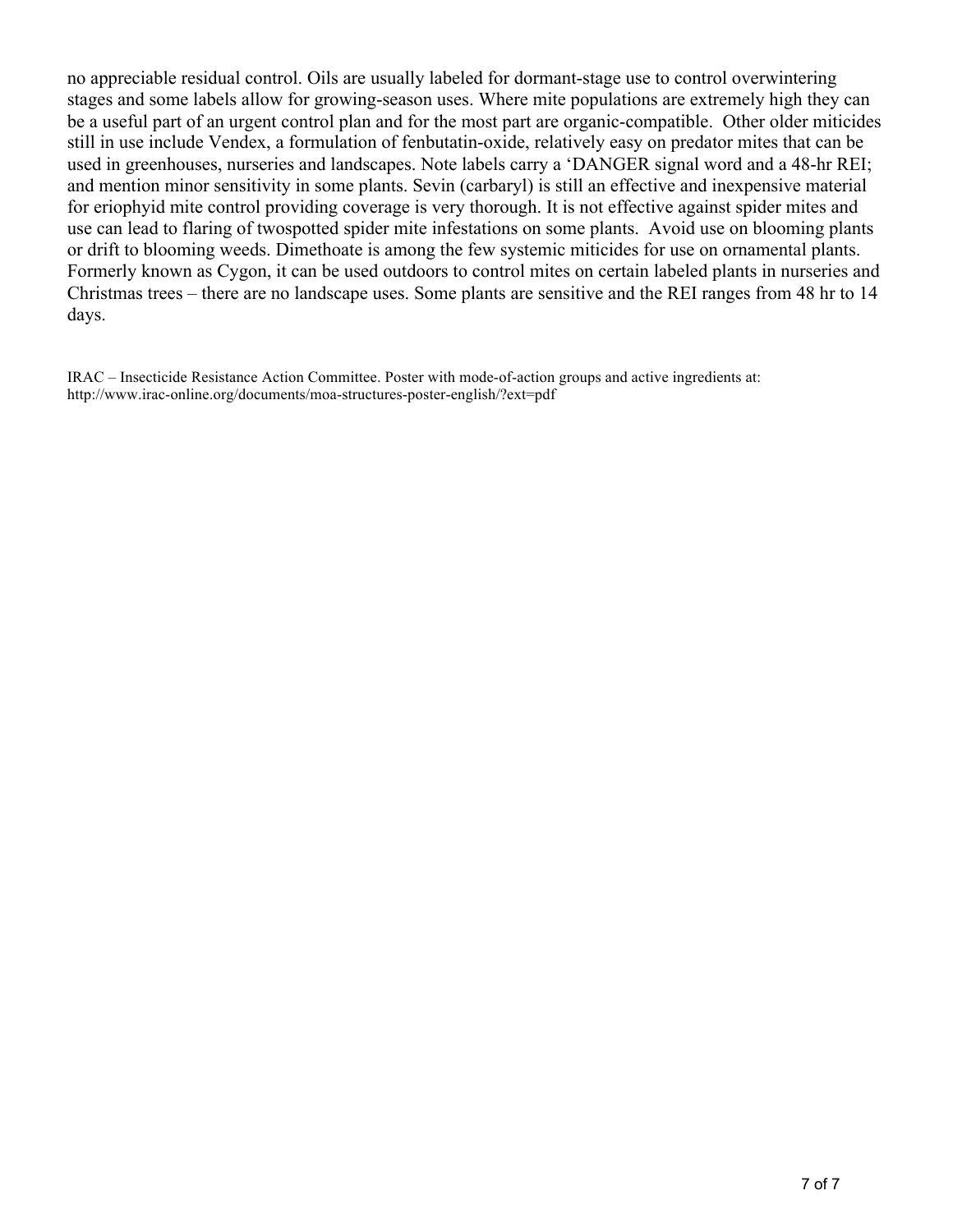no appreciable residual control. Oils are usually labeled for dormant-stage use to control overwintering stages and some labels allow for growing-season uses. Where mite populations are extremely high they can be a useful part of an urgent control plan and for the most part are organic-compatible. Other older miticides still in use include Vendex, a formulation of fenbutatin-oxide, relatively easy on predator mites that can be used in greenhouses, nurseries and landscapes. Note labels carry a 'DANGER signal word and a 48-hr REI; and mention minor sensitivity in some plants. Sevin (carbaryl) is still an effective and inexpensive material for eriophyid mite control providing coverage is very thorough. It is not effective against spider mites and use can lead to flaring of twospotted spider mite infestations on some plants. Avoid use on blooming plants or drift to blooming weeds. Dimethoate is among the few systemic miticides for use on ornamental plants. Formerly known as Cygon, it can be used outdoors to control mites on certain labeled plants in nurseries and Christmas trees – there are no landscape uses. Some plants are sensitive and the REI ranges from 48 hr to 14 days.

IRAC – Insecticide Resistance Action Committee. Poster with mode-of-action groups and active ingredients at: http://www.irac-online.org/documents/moa-structures-poster-english/?ext=pdf